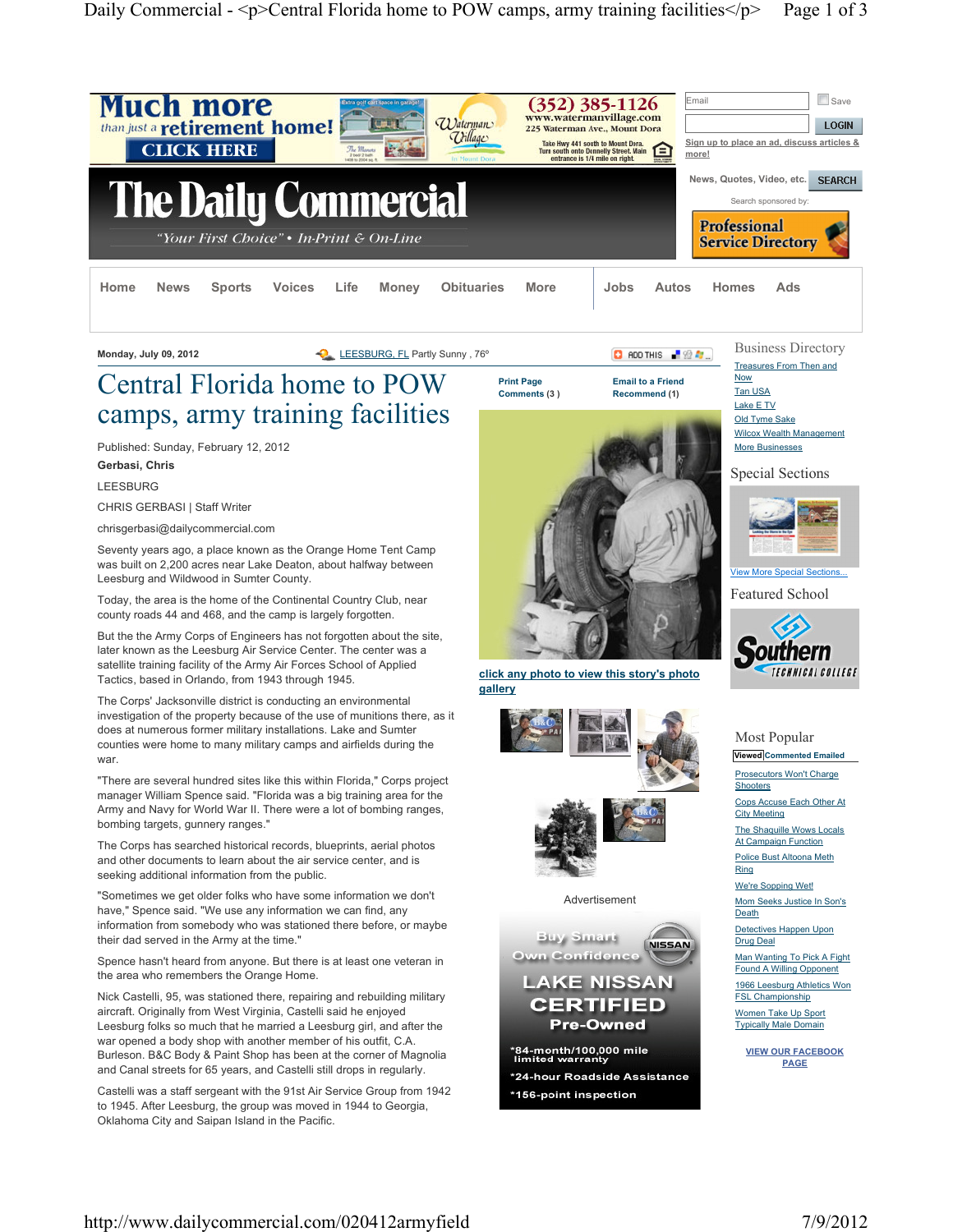# Central Florida home to POW camps, army training facilities

Published: Sunday, February 12, 2012

**Gerbasi, Chris**

LEESBURG

CHRIS GERBASI | Staff Writer

chrisgerbasi@dailycommercial.com

Seventy years ago, a place known as the Orange Home Tent Camp was built on 2,200 acres near Lake Deaton, about halfway between Leesburg and Wildwood in Sumter County.

Today, the area is the home of the Continental Country Club, near county roads 44 and 468, and the camp is largely forgotten.

But the the Army Corps of Engineers has not forgotten about the site, later known as the Leesburg Air Service Center. The center was a satellite training facility of the Army Air Forces School of Applied Tactics, based in Orlando, from 1943 through 1945.

The Corps' Jacksonville district is conducting an environmental investigation of the property because of the use of munitions there, as it does at numerous former military installations. Lake and Sumter counties were home to many military camps and airfields during the war.

"There are several hundred sites like this within Florida," Corps project manager William Spence said. "Florida was a big training area for the Army and Navy for World War II. There were a lot of bombing ranges, bombing targets, gunnery ranges."

The Corps has searched historical records, blueprints, aerial photos and other documents to learn about the air service center, and is seeking additional information from the public.

"Sometimes we get older folks who have some information we don't have," Spence said. "We use any information we can find, any information from somebody who was stationed there before, or maybe their dad served in the Army at the time."

Spence hasn't heard from anyone. But there is at least one veteran in the area who remembers the Orange Home.

Nick Castelli, 95, was stationed there, repairing and rebuilding military aircraft. Originally from West Virginia, Castelli said he enjoyed Leesburg folks so much that he married a Leesburg girl, and after the war opened a body shop with another member of his outfit, C.A. Burleson. B&C Body & Paint Shop has been at the corner of Magnolia and Canal streets for 65 years, and Castelli still drops in regularly.

Castelli was a staff sergeant with the 91st Air Service Group from 1942 to 1945. After Leesburg, the group was moved in 1944 to Georgia, Oklahoma City and Saipan Island in the Pacific.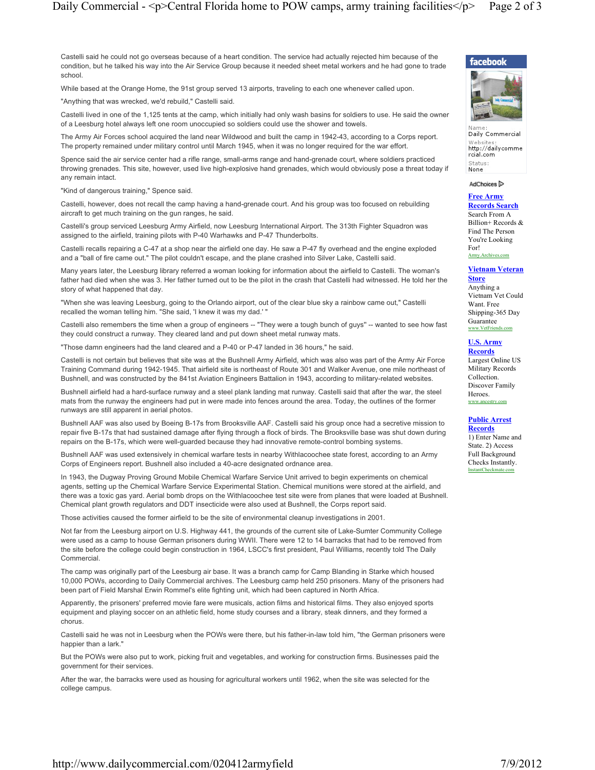Castelli said he could not go overseas because of a heart condition. The service had actually rejected him because of the condition, but he talked his way into the Air Service Group because it needed sheet metal workers and he had gone to trade school.

While based at the Orange Home, the 91st group served 13 airports, traveling to each one whenever called upon.

"Anything that was wrecked, we'd rebuild," Castelli said.

Castelli lived in one of the 1,125 tents at the camp, which initially had only wash basins for soldiers to use. He said the owner of a Leesburg hotel always left one room unoccupied so soldiers could use the shower and towels.

The Army Air Forces school acquired the land near Wildwood and built the camp in 1942-43, according to a Corps report. The property remained under military control until March 1945, when it was no longer required for the war effort.

Spence said the air service center had a rifle range, small-arms range and hand-grenade court, where soldiers practiced throwing grenades. This site, however, used live high-explosive hand grenades, which would obviously pose a threat today if any remain intact.

"Kind of dangerous training," Spence said.

Castelli, however, does not recall the camp having a hand-grenade court. And his group was too focused on rebuilding aircraft to get much training on the gun ranges, he said.

Castelli's group serviced Leesburg Army Airfield, now Leesburg International Airport. The 313th Fighter Squadron was assigned to the airfield, training pilots with P-40 Warhawks and P-47 Thunderbolts.

Castelli recalls repairing a C-47 at a shop near the airfield one day. He saw a P-47 fly overhead and the engine exploded and a "ball of fire came out." The pilot couldn't escape, and the plane crashed into Silver Lake, Castelli said.

Many years later, the Leesburg library referred a woman looking for information about the airfield to Castelli. The woman's father had died when she was 3. Her father turned out to be the pilot in the crash that Castelli had witnessed. He told her the story of what happened that day.

"When she was leaving Leesburg, going to the Orlando airport, out of the clear blue sky a rainbow came out," Castelli recalled the woman telling him. "She said, 'I knew it was my dad.' "

Castelli also remembers the time when a group of engineers -- "They were a tough bunch of guys" -- wanted to see how fast they could construct a runway. They cleared land and put down sheet metal runway mats.

"Those damn engineers had the land cleared and a P-40 or P-47 landed in 36 hours," he said.

Castelli is not certain but believes that site was at the Bushnell Army Airfield, which was also was part of the Army Air Force Training Command during 1942-1945. That airfield site is northeast of Route 301 and Walker Avenue, one mile northeast of Bushnell, and was constructed by the 841st Aviation Engineers Battalion in 1943, according to military-related websites.

Bushnell airfield had a hard-surface runway and a steel plank landing mat runway. Castelli said that after the war, the steel mats from the runway the engineers had put in were made into fences around the area. Today, the outlines of the former runways are still apparent in aerial photos.

Bushnell AAF was also used by Boeing B-17s from Brooksville AAF. Castelli said his group once had a secretive mission to repair five B-17s that had sustained damage after flying through a flock of birds. The Brooksville base was shut down during repairs on the B-17s, which were well-guarded because they had innovative remote-control bombing systems.

Bushnell AAF was used extensively in chemical warfare tests in nearby Withlacoochee state forest, according to an Army Corps of Engineers report. Bushnell also included a 40-acre designated ordnance area.

In 1943, the Dugway Proving Ground Mobile Chemical Warfare Service Unit arrived to begin experiments on chemical agents, setting up the Chemical Warfare Service Experimental Station. Chemical munitions were stored at the airfield, and there was a toxic gas yard. Aerial bomb drops on the Withlacoochee test site were from planes that were loaded at Bushnell. Chemical plant growth regulators and DDT insecticide were also used at Bushnell, the Corps report said.

Those activities caused the former airfield to be the site of environmental cleanup investigations in 2001.

Not far from the Leesburg airport on U.S. Highway 441, the grounds of the current site of Lake-Sumter Community College were used as a camp to house German prisoners during WWII. There were 12 to 14 barracks that had to be removed from the site before the college could begin construction in 1964, LSCC's first president, Paul Williams, recently told The Daily Commercial.

The camp was originally part of the Leesburg air base. It was a branch camp for Camp Blanding in Starke which housed 10,000 POWs, according to Daily Commercial archives. The Leesburg camp held 250 prisoners. Many of the prisoners had been part of Field Marshal Erwin Rommel's elite fighting unit, which had been captured in North Africa.

Apparently, the prisoners' preferred movie fare were musicals, action films and historical films. They also enjoyed sports equipment and playing soccer on an athletic field, home study courses and a library, steak dinners, and they formed a chorus.

Castelli said he was not in Leesburg when the POWs were there, but his father-in-law told him, "the German prisoners were happier than a lark."

But the POWs were also put to work, picking fruit and vegetables, and working for construction firms. Businesses paid the government for their services.

After the war, the barracks were used as housing for agricultural workers until 1962, when the site was selected for the college campus.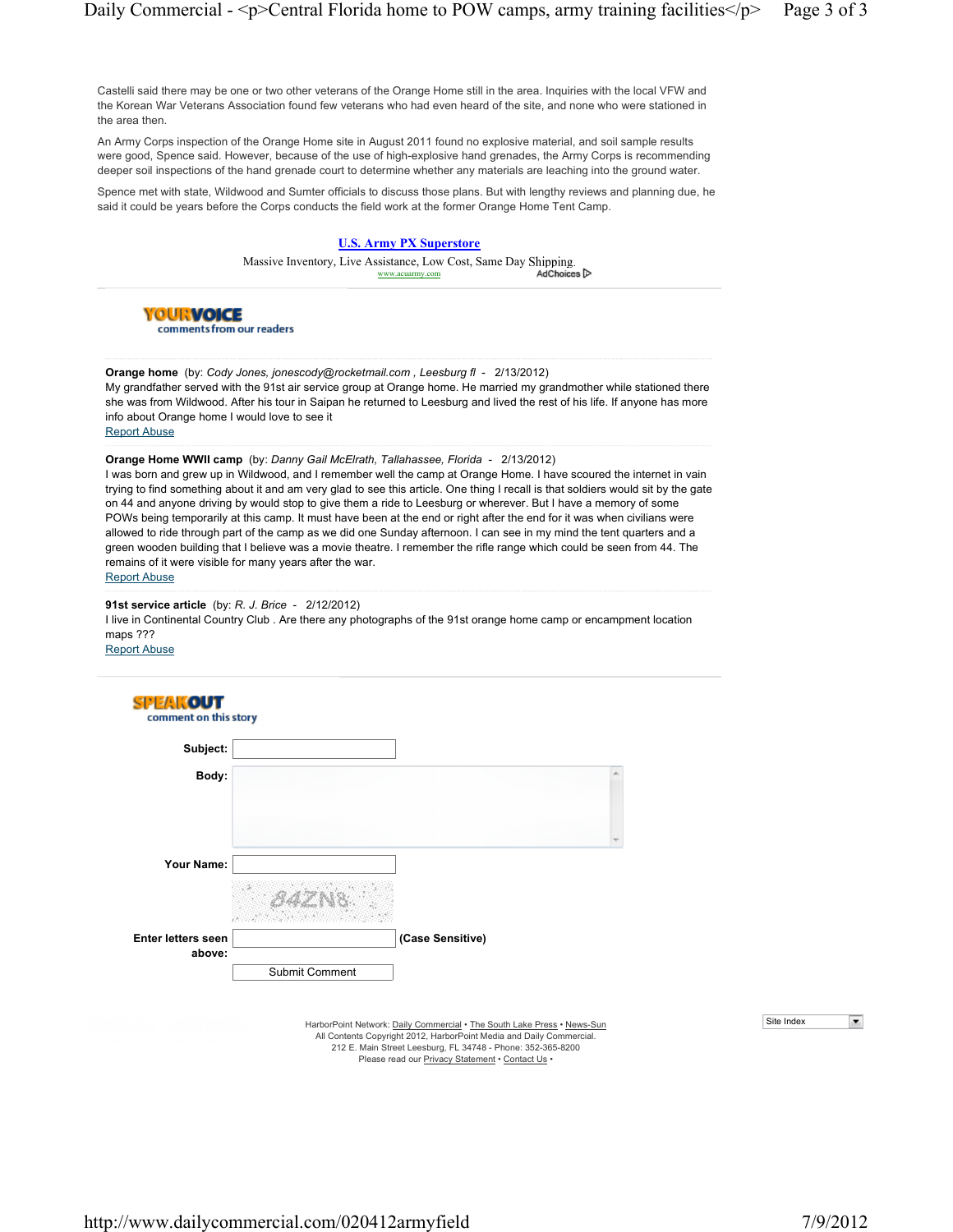Castelli said there may be one or two other veterans of the Orange Home still in the area. Inquiries with the local VFW and the Korean War Veterans Association found few veterans who had even heard of the site, and none who were stationed in the area then.

An Army Corps inspection of the Orange Home site in August 2011 found no explosive material, and soil sample results were good, Spence said. However, because of the use of high-explosive hand grenades, the Army Corps is recommending deeper soil inspections of the hand grenade court to determine whether any materials are leaching into the ground water.

Spence met with state, Wildwood and Sumter officials to discuss those plans. But with lengthy reviews and planning due, he said it could be years before the Corps conducts the field work at the former Orange Home Tent Camp.

U.S. Army PX Superstore

Massive Inventory, Live Assistance, Low Cost, Same Day Shipping.
www.acuarmy.com
AdChoices

## YOURVOICE
comments from our readers

**Orange home** (by: *Cody Jones, jonescody@rocketmail.com , Leesburg fl* - 2/13/2012)
My grandfather served with the 91st air service group at Orange home. He married my grandmother while stationed there she was from Wildwood. After his tour in Saipan he returned to Leesburg and lived the rest of his life. If anyone has more info about Orange home I would love to see it
Report Abuse

**Orange Home WWII camp** (by: *Danny Gail McElrath, Tallahassee, Florida* - 2/13/2012)
I was born and grew up in Wildwood, and I remember well the camp at Orange Home. I have scoured the internet in vain trying to find something about it and am very glad to see this article. One thing I recall is that soldiers would sit by the gate on 44 and anyone driving by would stop to give them a ride to Leesburg or wherever. But I have a memory of some POWs being temporarily at this camp. It must have been at the end or right after the end for it was when civilians were allowed to ride through part of the camp as we did one Sunday afternoon. I can see in my mind the tent quarters and a green wooden building that I believe was a movie theatre. I remember the rifle range which could be seen from 44. The remains of it were visible for many years after the war.
Report Abuse

**91st service article** (by: *R. J. Brice* - 2/12/2012)
I live in Continental Country Club . Are there any photographs of the 91st orange home camp or encampment location maps ???
Report Abuse

## SPEAKOUT
comment on this story

Subject:

Body:

Your Name:

Enter letters seen above: (Case Sensitive)

Submit Comment

HarborPoint Network: Daily Commercial • The South Lake Press • News-Sun
All Contents Copyright 2012, HarborPoint Media and Daily Commercial.
212 E. Main Street Leesburg, FL 34748 - Phone: 352-365-8200
Please read our Privacy Statement • Contact Us •

Site Index